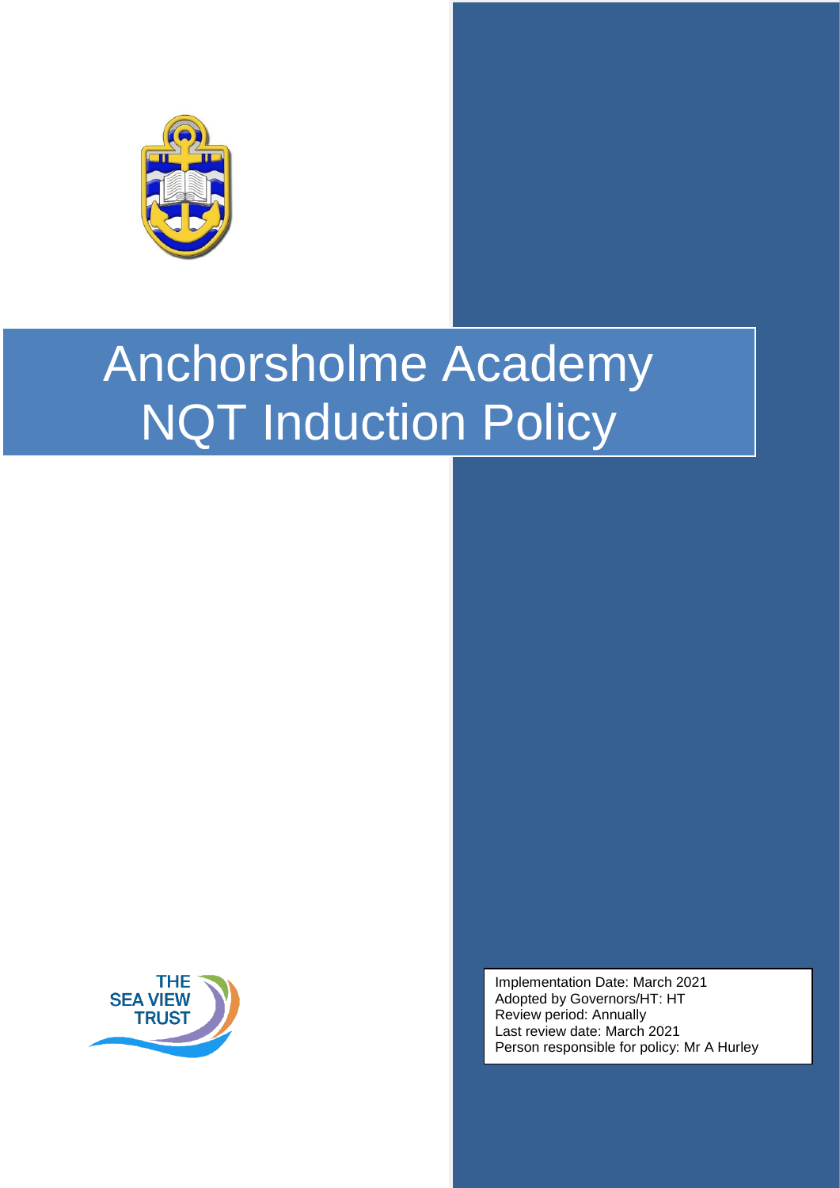# Anchorsholme Academy NQT Induction Policy

THE SEA VIEW TRUST

Implementation Date: March 2021
Adopted by Governors/HT: HT
Review period: Annually
Last review date: March 2021
Person responsible for policy: Mr A Hurley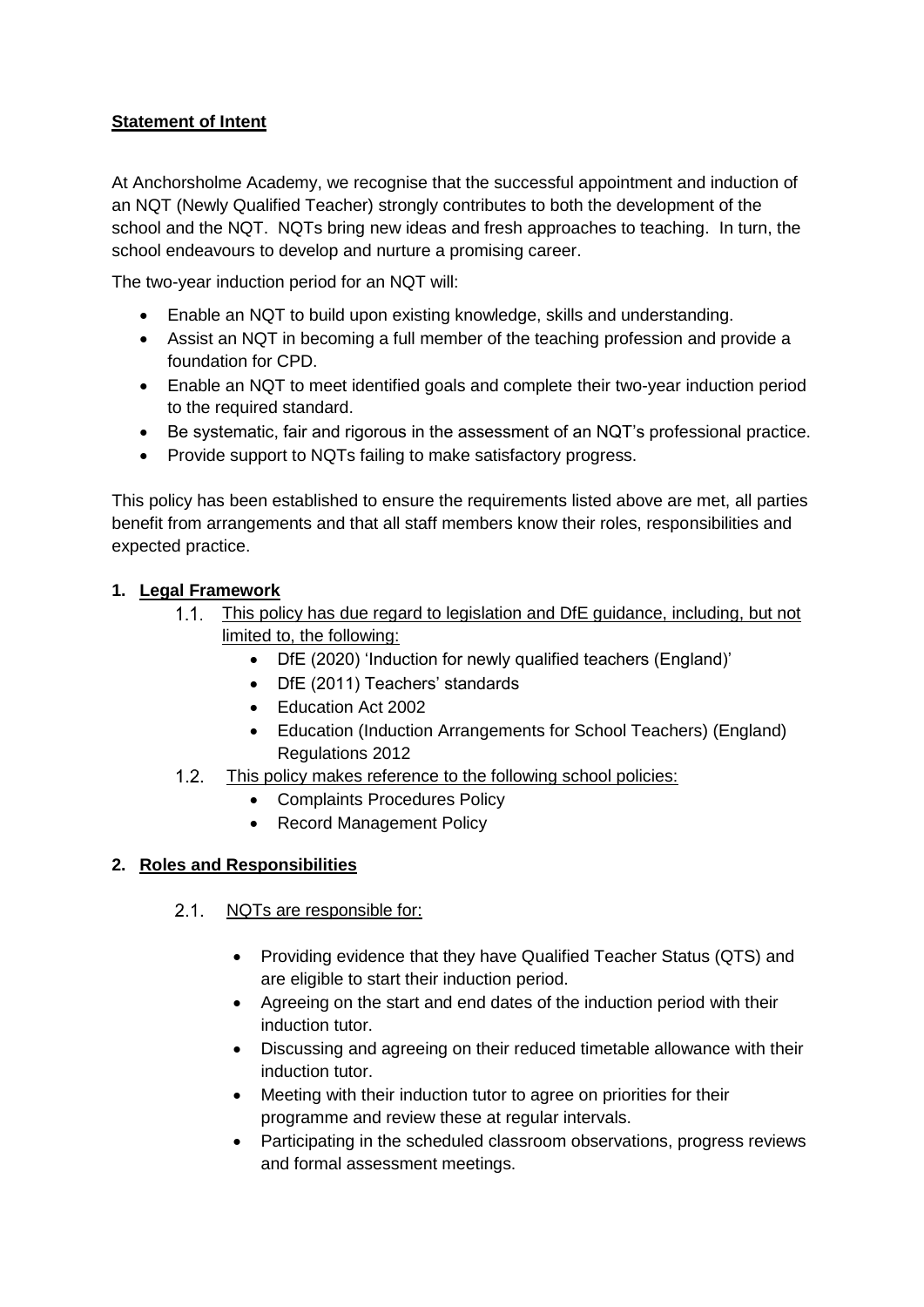**Statement of Intent**

At Anchorsholme Academy, we recognise that the successful appointment and induction of an NQT (Newly Qualified Teacher) strongly contributes to both the development of the school and the NQT. NQTs bring new ideas and fresh approaches to teaching. In turn, the school endeavours to develop and nurture a promising career.

The two-year induction period for an NQT will:

- Enable an NQT to build upon existing knowledge, skills and understanding.
- Assist an NQT in becoming a full member of the teaching profession and provide a foundation for CPD.
- Enable an NQT to meet identified goals and complete their two-year induction period to the required standard.
- Be systematic, fair and rigorous in the assessment of an NQT's professional practice.
- Provide support to NQTs failing to make satisfactory progress.

This policy has been established to ensure the requirements listed above are met, all parties benefit from arrangements and that all staff members know their roles, responsibilities and expected practice.

**1. Legal Framework**

1.1. This policy has due regard to legislation and DfE guidance, including, but not limited to, the following:

- DfE (2020) 'Induction for newly qualified teachers (England)'
- DfE (2011) Teachers' standards
- Education Act 2002
- Education (Induction Arrangements for School Teachers) (England) Regulations 2012

1.2. This policy makes reference to the following school policies:

- Complaints Procedures Policy
- Record Management Policy

**2. Roles and Responsibilities**

2.1. NQTs are responsible for:

- Providing evidence that they have Qualified Teacher Status (QTS) and are eligible to start their induction period.
- Agreeing on the start and end dates of the induction period with their induction tutor.
- Discussing and agreeing on their reduced timetable allowance with their induction tutor.
- Meeting with their induction tutor to agree on priorities for their programme and review these at regular intervals.
- Participating in the scheduled classroom observations, progress reviews and formal assessment meetings.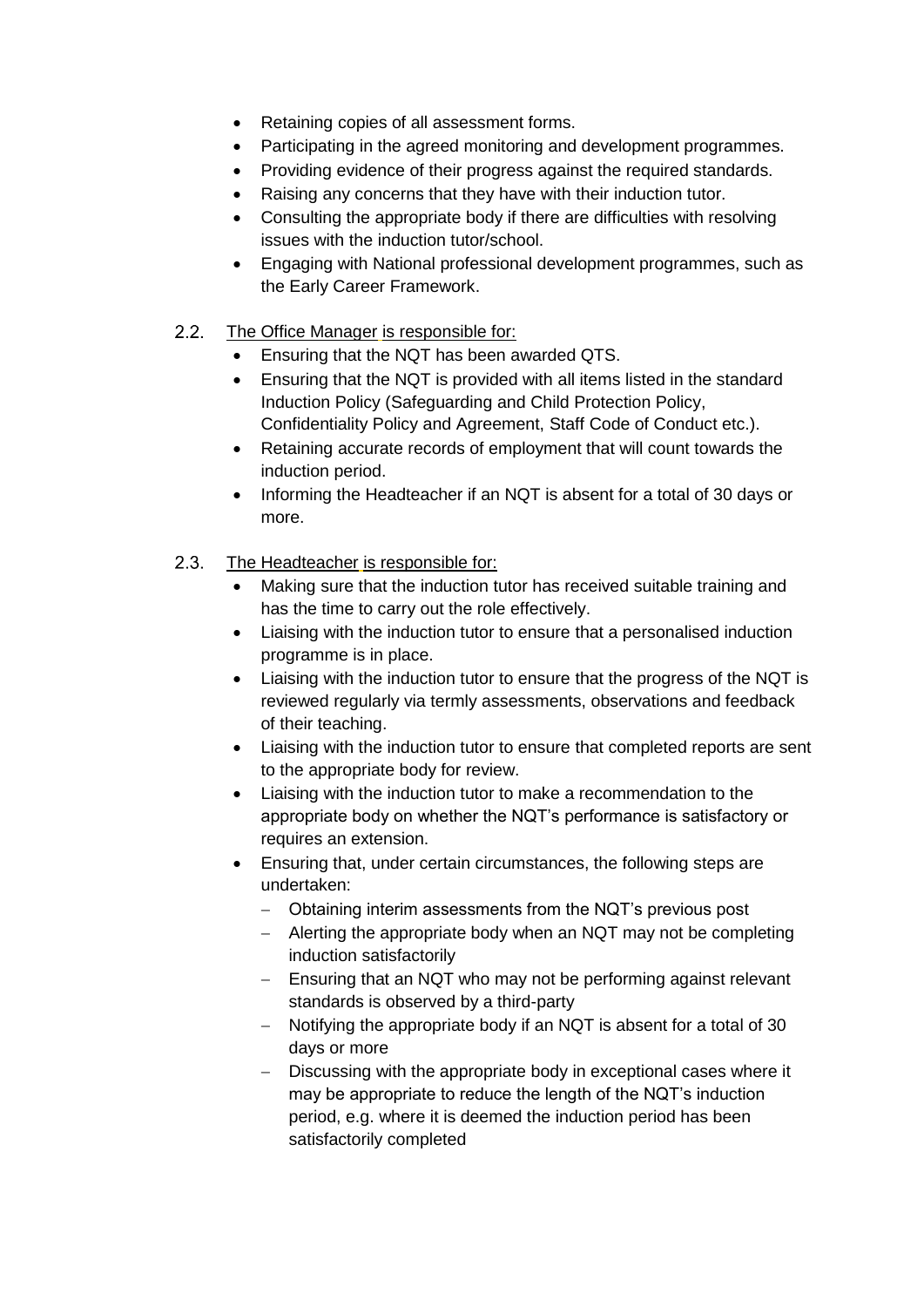- Retaining copies of all assessment forms.
- Participating in the agreed monitoring and development programmes.
- Providing evidence of their progress against the required standards.
- Raising any concerns that they have with their induction tutor.
- Consulting the appropriate body if there are difficulties with resolving issues with the induction tutor/school.
- Engaging with National professional development programmes, such as the Early Career Framework.

2.2. The Office Manager is responsible for:

- Ensuring that the NQT has been awarded QTS.
- Ensuring that the NQT is provided with all items listed in the standard Induction Policy (Safeguarding and Child Protection Policy, Confidentiality Policy and Agreement, Staff Code of Conduct etc.).
- Retaining accurate records of employment that will count towards the induction period.
- Informing the Headteacher if an NQT is absent for a total of 30 days or more.

2.3. The Headteacher is responsible for:

- Making sure that the induction tutor has received suitable training and has the time to carry out the role effectively.
- Liaising with the induction tutor to ensure that a personalised induction programme is in place.
- Liaising with the induction tutor to ensure that the progress of the NQT is reviewed regularly via termly assessments, observations and feedback of their teaching.
- Liaising with the induction tutor to ensure that completed reports are sent to the appropriate body for review.
- Liaising with the induction tutor to make a recommendation to the appropriate body on whether the NQT's performance is satisfactory or requires an extension.
- Ensuring that, under certain circumstances, the following steps are undertaken:
  - Obtaining interim assessments from the NQT's previous post
  - Alerting the appropriate body when an NQT may not be completing induction satisfactorily
  - Ensuring that an NQT who may not be performing against relevant standards is observed by a third-party
  - Notifying the appropriate body if an NQT is absent for a total of 30 days or more
  - Discussing with the appropriate body in exceptional cases where it may be appropriate to reduce the length of the NQT's induction period, e.g. where it is deemed the induction period has been satisfactorily completed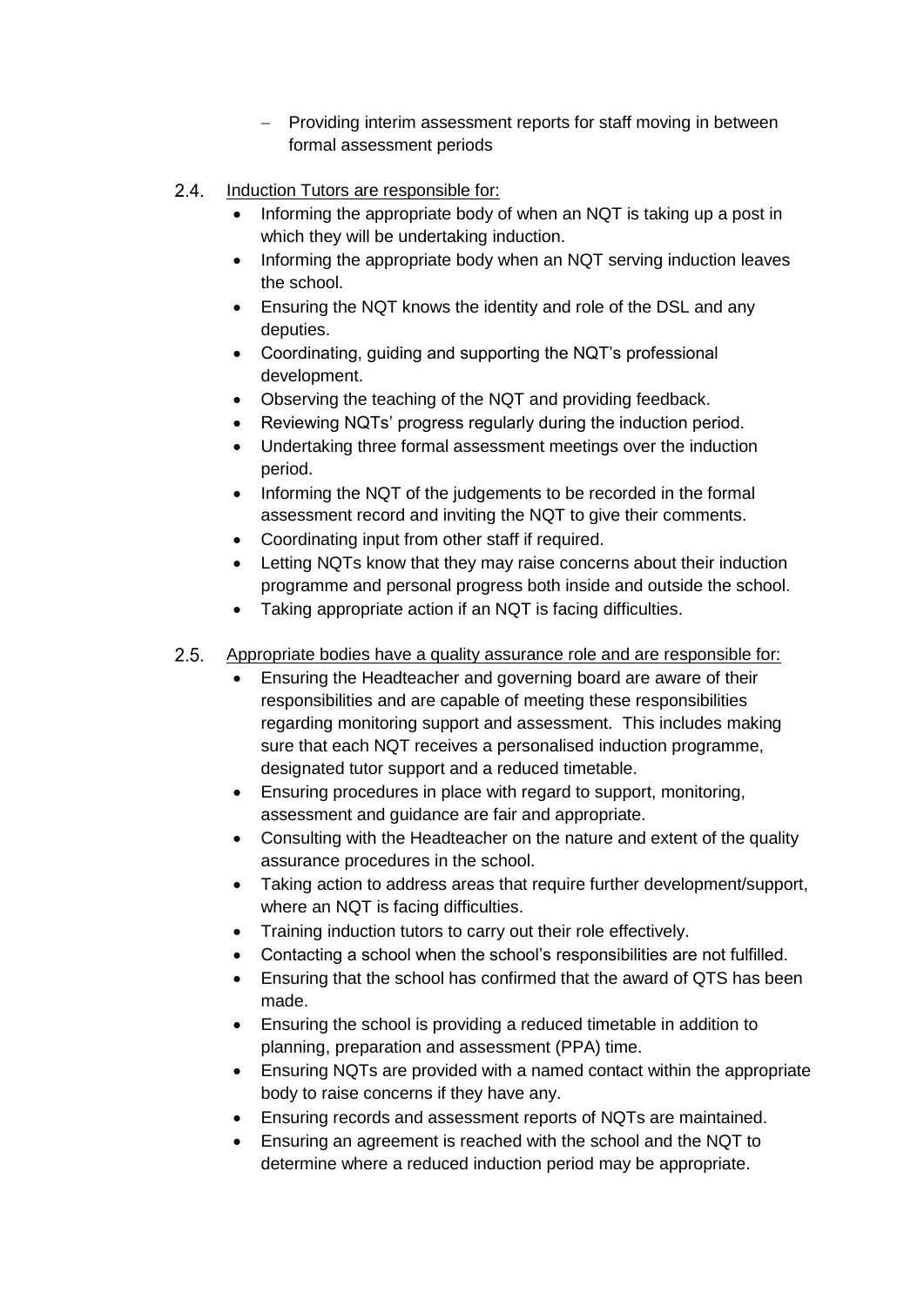- Providing interim assessment reports for staff moving in between formal assessment periods

2.4. <u>Induction Tutors are responsible for:</u>

- Informing the appropriate body of when an NQT is taking up a post in which they will be undertaking induction.
- Informing the appropriate body when an NQT serving induction leaves the school.
- Ensuring the NQT knows the identity and role of the DSL and any deputies.
- Coordinating, guiding and supporting the NQT's professional development.
- Observing the teaching of the NQT and providing feedback.
- Reviewing NQTs' progress regularly during the induction period.
- Undertaking three formal assessment meetings over the induction period.
- Informing the NQT of the judgements to be recorded in the formal assessment record and inviting the NQT to give their comments.
- Coordinating input from other staff if required.
- Letting NQTs know that they may raise concerns about their induction programme and personal progress both inside and outside the school.
- Taking appropriate action if an NQT is facing difficulties.

2.5. <u>Appropriate bodies have a quality assurance role and are responsible for:</u>

- Ensuring the Headteacher and governing board are aware of their responsibilities and are capable of meeting these responsibilities regarding monitoring support and assessment. This includes making sure that each NQT receives a personalised induction programme, designated tutor support and a reduced timetable.
- Ensuring procedures in place with regard to support, monitoring, assessment and guidance are fair and appropriate.
- Consulting with the Headteacher on the nature and extent of the quality assurance procedures in the school.
- Taking action to address areas that require further development/support, where an NQT is facing difficulties.
- Training induction tutors to carry out their role effectively.
- Contacting a school when the school's responsibilities are not fulfilled.
- Ensuring that the school has confirmed that the award of QTS has been made.
- Ensuring the school is providing a reduced timetable in addition to planning, preparation and assessment (PPA) time.
- Ensuring NQTs are provided with a named contact within the appropriate body to raise concerns if they have any.
- Ensuring records and assessment reports of NQTs are maintained.
- Ensuring an agreement is reached with the school and the NQT to determine where a reduced induction period may be appropriate.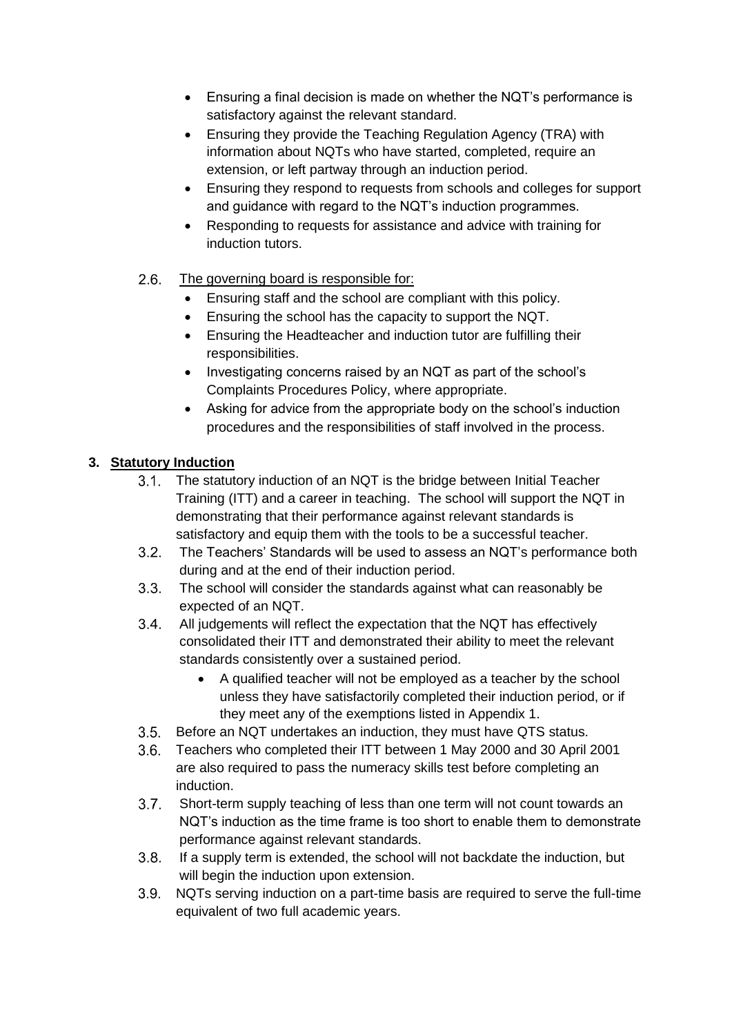- Ensuring a final decision is made on whether the NQT's performance is satisfactory against the relevant standard.
- Ensuring they provide the Teaching Regulation Agency (TRA) with information about NQTs who have started, completed, require an extension, or left partway through an induction period.
- Ensuring they respond to requests from schools and colleges for support and guidance with regard to the NQT's induction programmes.
- Responding to requests for assistance and advice with training for induction tutors.

2.6. The governing board is responsible for:

- Ensuring staff and the school are compliant with this policy.
- Ensuring the school has the capacity to support the NQT.
- Ensuring the Headteacher and induction tutor are fulfilling their responsibilities.
- Investigating concerns raised by an NQT as part of the school's Complaints Procedures Policy, where appropriate.
- Asking for advice from the appropriate body on the school's induction procedures and the responsibilities of staff involved in the process.

## 3. Statutory Induction

3.1. The statutory induction of an NQT is the bridge between Initial Teacher Training (ITT) and a career in teaching. The school will support the NQT in demonstrating that their performance against relevant standards is satisfactory and equip them with the tools to be a successful teacher.

3.2. The Teachers' Standards will be used to assess an NQT's performance both during and at the end of their induction period.

3.3. The school will consider the standards against what can reasonably be expected of an NQT.

3.4. All judgements will reflect the expectation that the NQT has effectively consolidated their ITT and demonstrated their ability to meet the relevant standards consistently over a sustained period.

- A qualified teacher will not be employed as a teacher by the school unless they have satisfactorily completed their induction period, or if they meet any of the exemptions listed in Appendix 1.

3.5. Before an NQT undertakes an induction, they must have QTS status.

3.6. Teachers who completed their ITT between 1 May 2000 and 30 April 2001 are also required to pass the numeracy skills test before completing an induction.

3.7. Short-term supply teaching of less than one term will not count towards an NQT's induction as the time frame is too short to enable them to demonstrate performance against relevant standards.

3.8. If a supply term is extended, the school will not backdate the induction, but will begin the induction upon extension.

3.9. NQTs serving induction on a part-time basis are required to serve the full-time equivalent of two full academic years.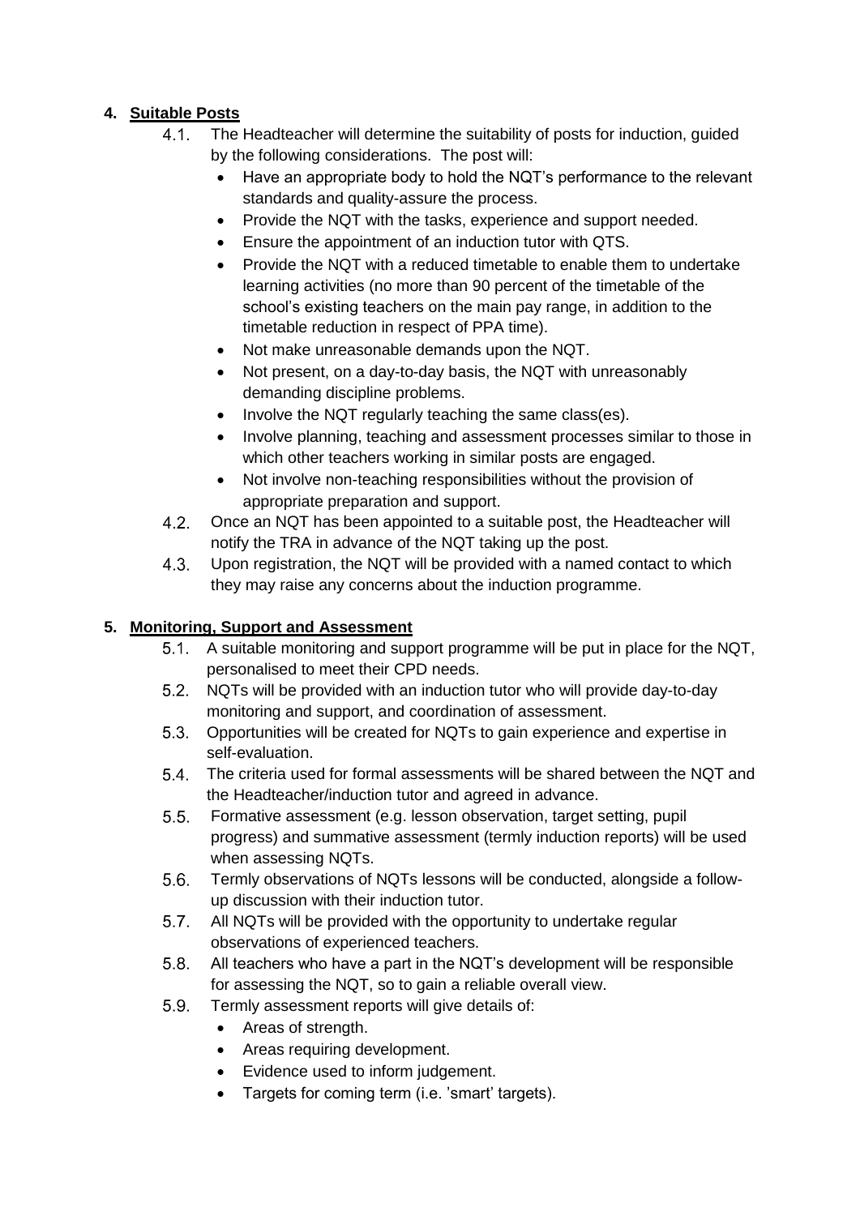## 4. Suitable Posts

4.1. The Headteacher will determine the suitability of posts for induction, guided by the following considerations. The post will:

- Have an appropriate body to hold the NQT's performance to the relevant standards and quality-assure the process.
- Provide the NQT with the tasks, experience and support needed.
- Ensure the appointment of an induction tutor with QTS.
- Provide the NQT with a reduced timetable to enable them to undertake learning activities (no more than 90 percent of the timetable of the school's existing teachers on the main pay range, in addition to the timetable reduction in respect of PPA time).
- Not make unreasonable demands upon the NQT.
- Not present, on a day-to-day basis, the NQT with unreasonably demanding discipline problems.
- Involve the NQT regularly teaching the same class(es).
- Involve planning, teaching and assessment processes similar to those in which other teachers working in similar posts are engaged.
- Not involve non-teaching responsibilities without the provision of appropriate preparation and support.

4.2. Once an NQT has been appointed to a suitable post, the Headteacher will notify the TRA in advance of the NQT taking up the post.

4.3. Upon registration, the NQT will be provided with a named contact to which they may raise any concerns about the induction programme.

## 5. Monitoring, Support and Assessment

5.1. A suitable monitoring and support programme will be put in place for the NQT, personalised to meet their CPD needs.

5.2. NQTs will be provided with an induction tutor who will provide day-to-day monitoring and support, and coordination of assessment.

5.3. Opportunities will be created for NQTs to gain experience and expertise in self-evaluation.

5.4. The criteria used for formal assessments will be shared between the NQT and the Headteacher/induction tutor and agreed in advance.

5.5. Formative assessment (e.g. lesson observation, target setting, pupil progress) and summative assessment (termly induction reports) will be used when assessing NQTs.

5.6. Termly observations of NQTs lessons will be conducted, alongside a follow-up discussion with their induction tutor.

5.7. All NQTs will be provided with the opportunity to undertake regular observations of experienced teachers.

5.8. All teachers who have a part in the NQT's development will be responsible for assessing the NQT, so to gain a reliable overall view.

5.9. Termly assessment reports will give details of:

- Areas of strength.
- Areas requiring development.
- Evidence used to inform judgement.
- Targets for coming term (i.e. 'smart' targets).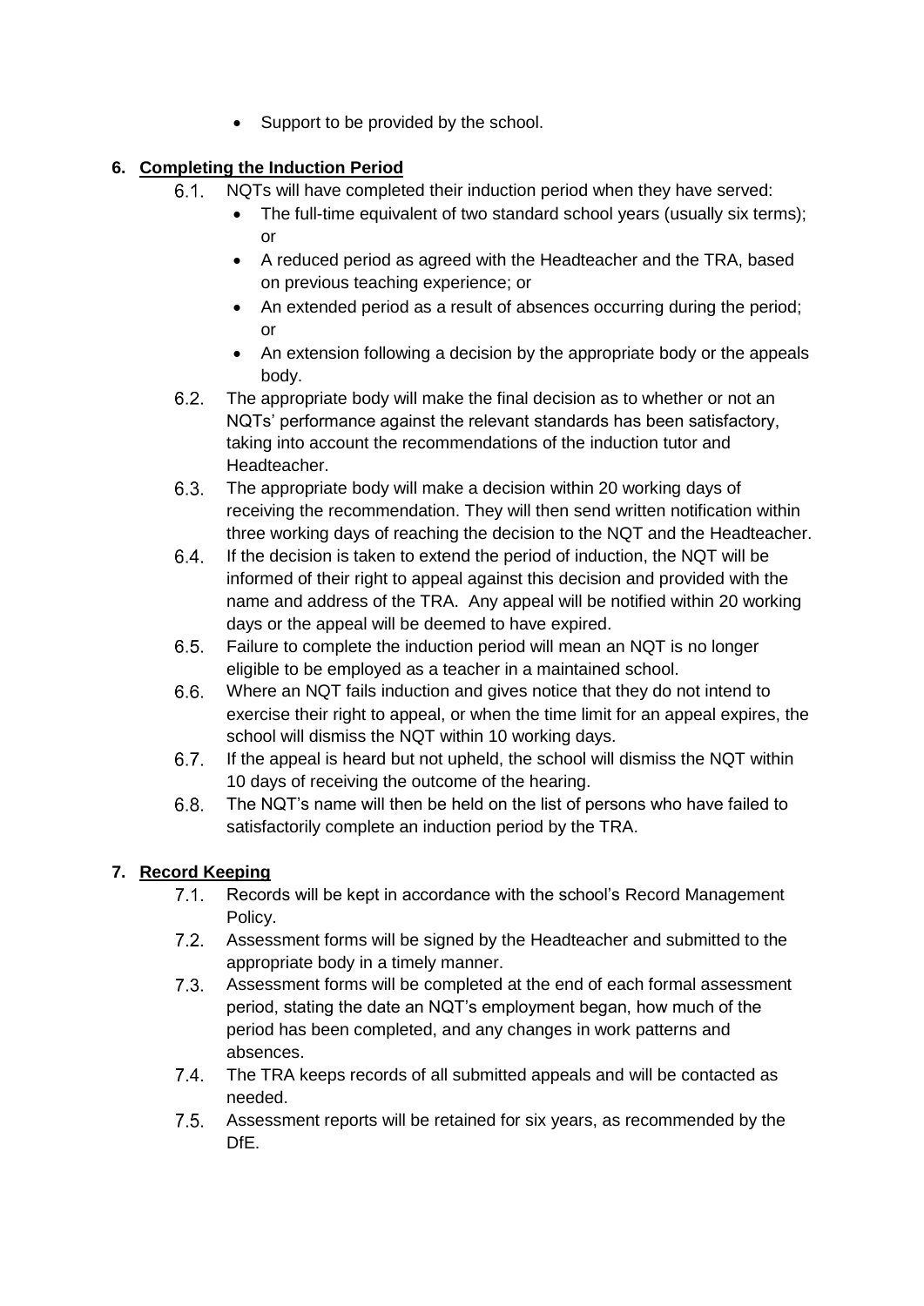- Support to be provided by the school.

## 6. Completing the Induction Period

6.1. NQTs will have completed their induction period when they have served:

- The full-time equivalent of two standard school years (usually six terms); or
- A reduced period as agreed with the Headteacher and the TRA, based on previous teaching experience; or
- An extended period as a result of absences occurring during the period; or
- An extension following a decision by the appropriate body or the appeals body.

6.2. The appropriate body will make the final decision as to whether or not an NQTs' performance against the relevant standards has been satisfactory, taking into account the recommendations of the induction tutor and Headteacher.

6.3. The appropriate body will make a decision within 20 working days of receiving the recommendation. They will then send written notification within three working days of reaching the decision to the NQT and the Headteacher.

6.4. If the decision is taken to extend the period of induction, the NQT will be informed of their right to appeal against this decision and provided with the name and address of the TRA. Any appeal will be notified within 20 working days or the appeal will be deemed to have expired.

6.5. Failure to complete the induction period will mean an NQT is no longer eligible to be employed as a teacher in a maintained school.

6.6. Where an NQT fails induction and gives notice that they do not intend to exercise their right to appeal, or when the time limit for an appeal expires, the school will dismiss the NQT within 10 working days.

6.7. If the appeal is heard but not upheld, the school will dismiss the NQT within 10 days of receiving the outcome of the hearing.

6.8. The NQT's name will then be held on the list of persons who have failed to satisfactorily complete an induction period by the TRA.

## 7. Record Keeping

7.1. Records will be kept in accordance with the school's Record Management Policy.

7.2. Assessment forms will be signed by the Headteacher and submitted to the appropriate body in a timely manner.

7.3. Assessment forms will be completed at the end of each formal assessment period, stating the date an NQT's employment began, how much of the period has been completed, and any changes in work patterns and absences.

7.4. The TRA keeps records of all submitted appeals and will be contacted as needed.

7.5. Assessment reports will be retained for six years, as recommended by the DfE.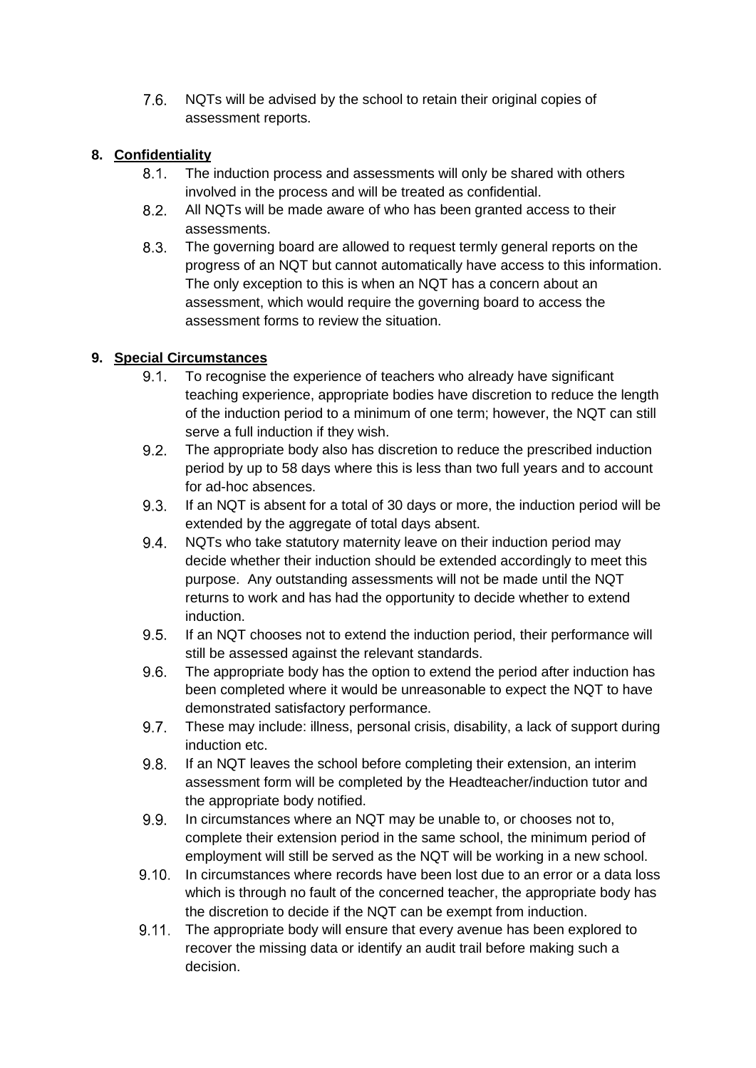7.6. NQTs will be advised by the school to retain their original copies of assessment reports.

## 8. Confidentiality

8.1. The induction process and assessments will only be shared with others involved in the process and will be treated as confidential.

8.2. All NQTs will be made aware of who has been granted access to their assessments.

8.3. The governing board are allowed to request termly general reports on the progress of an NQT but cannot automatically have access to this information. The only exception to this is when an NQT has a concern about an assessment, which would require the governing board to access the assessment forms to review the situation.

## 9. Special Circumstances

9.1. To recognise the experience of teachers who already have significant teaching experience, appropriate bodies have discretion to reduce the length of the induction period to a minimum of one term; however, the NQT can still serve a full induction if they wish.

9.2. The appropriate body also has discretion to reduce the prescribed induction period by up to 58 days where this is less than two full years and to account for ad-hoc absences.

9.3. If an NQT is absent for a total of 30 days or more, the induction period will be extended by the aggregate of total days absent.

9.4. NQTs who take statutory maternity leave on their induction period may decide whether their induction should be extended accordingly to meet this purpose. Any outstanding assessments will not be made until the NQT returns to work and has had the opportunity to decide whether to extend induction.

9.5. If an NQT chooses not to extend the induction period, their performance will still be assessed against the relevant standards.

9.6. The appropriate body has the option to extend the period after induction has been completed where it would be unreasonable to expect the NQT to have demonstrated satisfactory performance.

9.7. These may include: illness, personal crisis, disability, a lack of support during induction etc.

9.8. If an NQT leaves the school before completing their extension, an interim assessment form will be completed by the Headteacher/induction tutor and the appropriate body notified.

9.9. In circumstances where an NQT may be unable to, or chooses not to, complete their extension period in the same school, the minimum period of employment will still be served as the NQT will be working in a new school.

9.10. In circumstances where records have been lost due to an error or a data loss which is through no fault of the concerned teacher, the appropriate body has the discretion to decide if the NQT can be exempt from induction.

9.11. The appropriate body will ensure that every avenue has been explored to recover the missing data or identify an audit trail before making such a decision.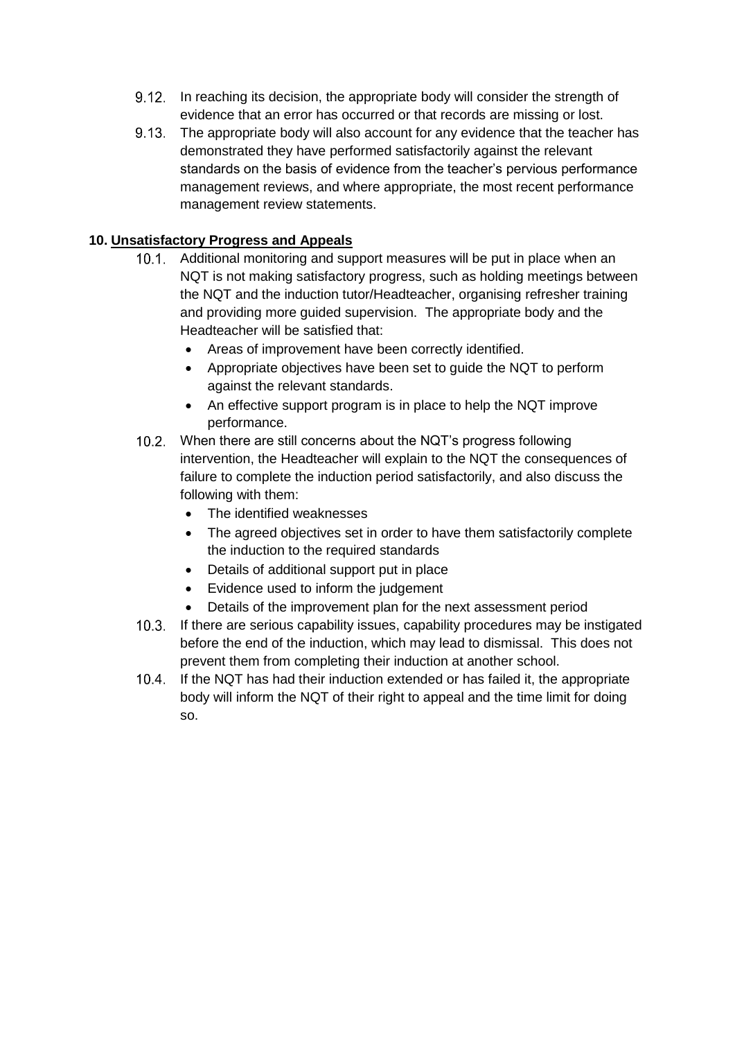9.12. In reaching its decision, the appropriate body will consider the strength of evidence that an error has occurred or that records are missing or lost.

9.13. The appropriate body will also account for any evidence that the teacher has demonstrated they have performed satisfactorily against the relevant standards on the basis of evidence from the teacher's pervious performance management reviews, and where appropriate, the most recent performance management review statements.

## 10. Unsatisfactory Progress and Appeals

10.1. Additional monitoring and support measures will be put in place when an NQT is not making satisfactory progress, such as holding meetings between the NQT and the induction tutor/Headteacher, organising refresher training and providing more guided supervision. The appropriate body and the Headteacher will be satisfied that:

- Areas of improvement have been correctly identified.
- Appropriate objectives have been set to guide the NQT to perform against the relevant standards.
- An effective support program is in place to help the NQT improve performance.

10.2. When there are still concerns about the NQT's progress following intervention, the Headteacher will explain to the NQT the consequences of failure to complete the induction period satisfactorily, and also discuss the following with them:

- The identified weaknesses
- The agreed objectives set in order to have them satisfactorily complete the induction to the required standards
- Details of additional support put in place
- Evidence used to inform the judgement
- Details of the improvement plan for the next assessment period

10.3. If there are serious capability issues, capability procedures may be instigated before the end of the induction, which may lead to dismissal. This does not prevent them from completing their induction at another school.

10.4. If the NQT has had their induction extended or has failed it, the appropriate body will inform the NQT of their right to appeal and the time limit for doing so.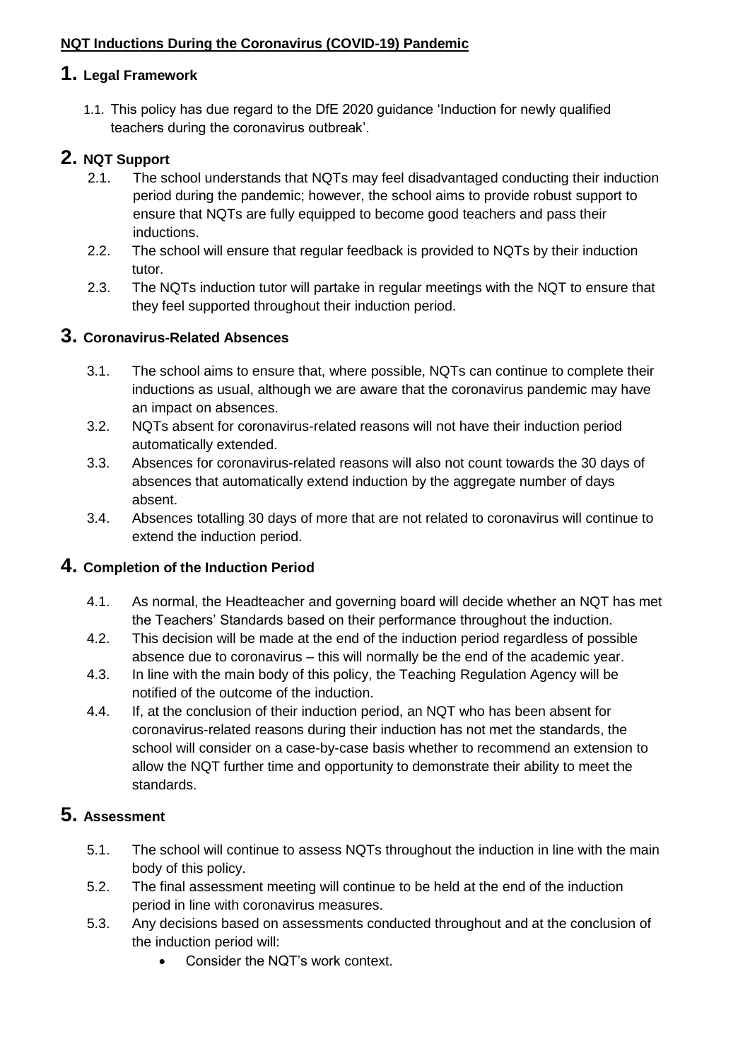**<u>NQT Inductions During the Coronavirus (COVID-19) Pandemic</u>**

## 1. Legal Framework

1.1. This policy has due regard to the DfE 2020 guidance 'Induction for newly qualified teachers during the coronavirus outbreak'.

## 2. NQT Support

2.1. The school understands that NQTs may feel disadvantaged conducting their induction period during the pandemic; however, the school aims to provide robust support to ensure that NQTs are fully equipped to become good teachers and pass their inductions.

2.2. The school will ensure that regular feedback is provided to NQTs by their induction tutor.

2.3. The NQTs induction tutor will partake in regular meetings with the NQT to ensure that they feel supported throughout their induction period.

## 3. Coronavirus-Related Absences

3.1. The school aims to ensure that, where possible, NQTs can continue to complete their inductions as usual, although we are aware that the coronavirus pandemic may have an impact on absences.

3.2. NQTs absent for coronavirus-related reasons will not have their induction period automatically extended.

3.3. Absences for coronavirus-related reasons will also not count towards the 30 days of absences that automatically extend induction by the aggregate number of days absent.

3.4. Absences totalling 30 days of more that are not related to coronavirus will continue to extend the induction period.

## 4. Completion of the Induction Period

4.1. As normal, the Headteacher and governing board will decide whether an NQT has met the Teachers' Standards based on their performance throughout the induction.

4.2. This decision will be made at the end of the induction period regardless of possible absence due to coronavirus – this will normally be the end of the academic year.

4.3. In line with the main body of this policy, the Teaching Regulation Agency will be notified of the outcome of the induction.

4.4. If, at the conclusion of their induction period, an NQT who has been absent for coronavirus-related reasons during their induction has not met the standards, the school will consider on a case-by-case basis whether to recommend an extension to allow the NQT further time and opportunity to demonstrate their ability to meet the standards.

## 5. Assessment

5.1. The school will continue to assess NQTs throughout the induction in line with the main body of this policy.

5.2. The final assessment meeting will continue to be held at the end of the induction period in line with coronavirus measures.

5.3. Any decisions based on assessments conducted throughout and at the conclusion of the induction period will:

- Consider the NQT's work context.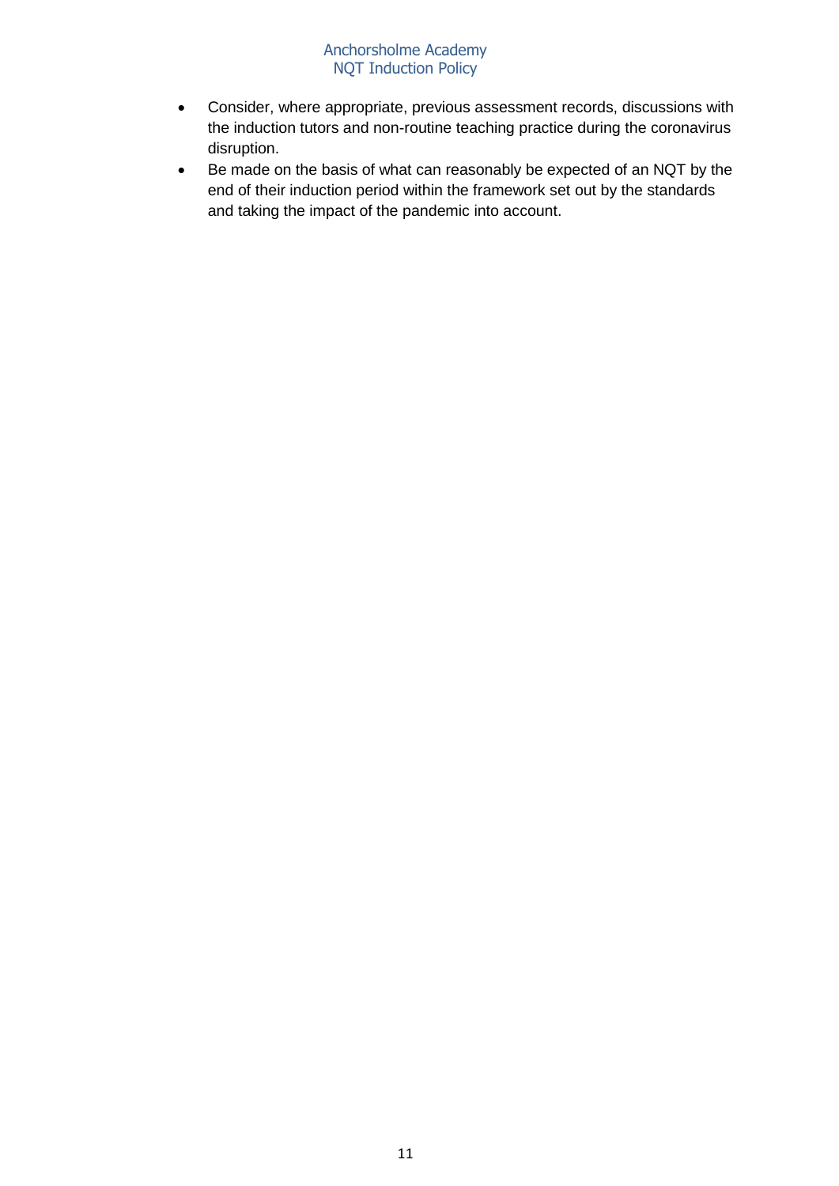- Consider, where appropriate, previous assessment records, discussions with the induction tutors and non-routine teaching practice during the coronavirus disruption.
- Be made on the basis of what can reasonably be expected of an NQT by the end of their induction period within the framework set out by the standards and taking the impact of the pandemic into account.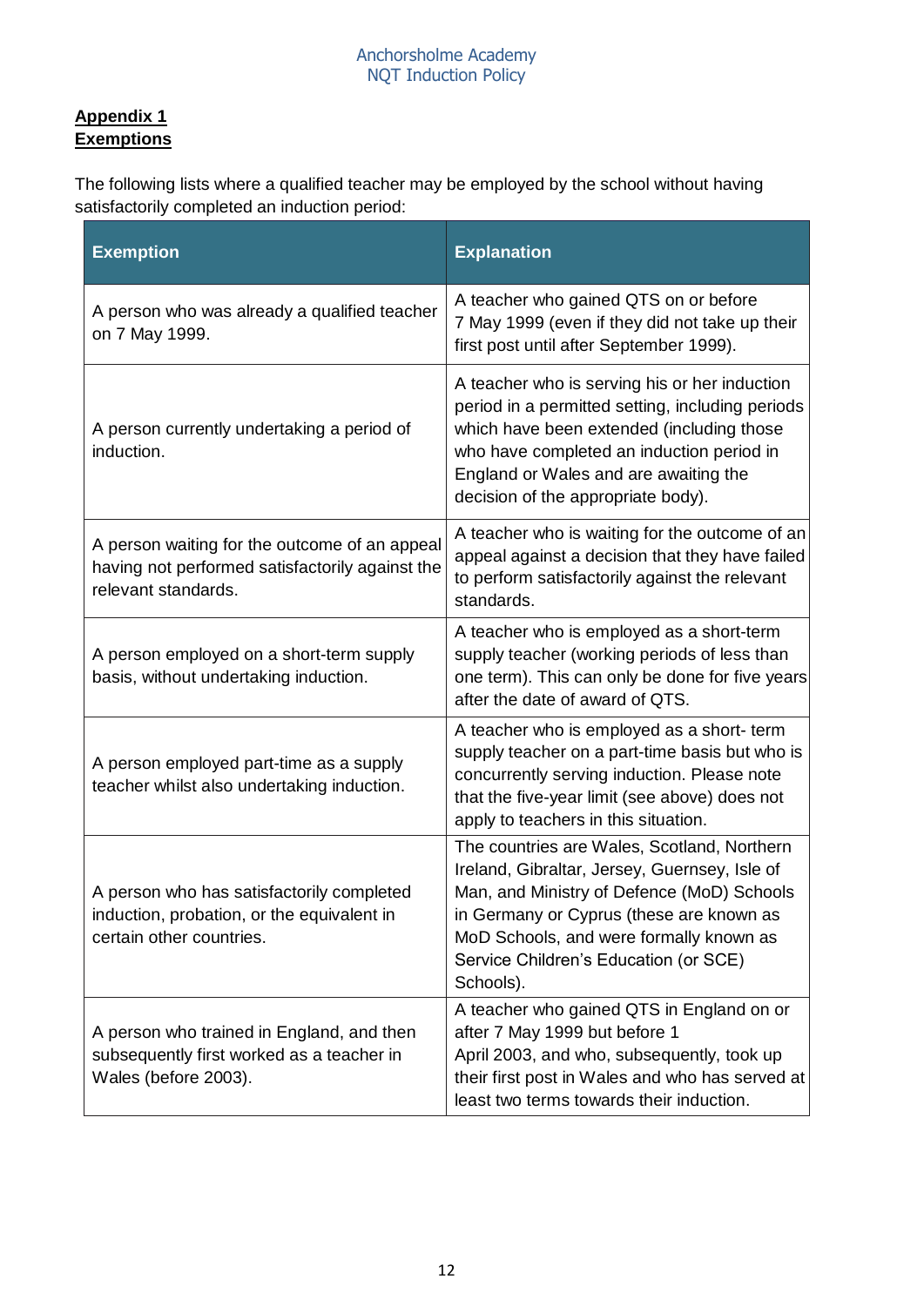**Appendix 1**
**Exemptions**

The following lists where a qualified teacher may be employed by the school without having satisfactorily completed an induction period:

| Exemption | Explanation |
|---|---|
| A person who was already a qualified teacher on 7 May 1999. | A teacher who gained QTS on or before 7 May 1999 (even if they did not take up their first post until after September 1999). |
| A person currently undertaking a period of induction. | A teacher who is serving his or her induction period in a permitted setting, including periods which have been extended (including those who have completed an induction period in England or Wales and are awaiting the decision of the appropriate body). |
| A person waiting for the outcome of an appeal having not performed satisfactorily against the relevant standards. | A teacher who is waiting for the outcome of an appeal against a decision that they have failed to perform satisfactorily against the relevant standards. |
| A person employed on a short-term supply basis, without undertaking induction. | A teacher who is employed as a short-term supply teacher (working periods of less than one term). This can only be done for five years after the date of award of QTS. |
| A person employed part-time as a supply teacher whilst also undertaking induction. | A teacher who is employed as a short- term supply teacher on a part-time basis but who is concurrently serving induction. Please note that the five-year limit (see above) does not apply to teachers in this situation. |
| A person who has satisfactorily completed induction, probation, or the equivalent in certain other countries. | The countries are Wales, Scotland, Northern Ireland, Gibraltar, Jersey, Guernsey, Isle of Man, and Ministry of Defence (MoD) Schools in Germany or Cyprus (these are known as MoD Schools, and were formally known as Service Children's Education (or SCE) Schools). |
| A person who trained in England, and then subsequently first worked as a teacher in Wales (before 2003). | A teacher who gained QTS in England on or after 7 May 1999 but before 1 April 2003, and who, subsequently, took up their first post in Wales and who has served at least two terms towards their induction. |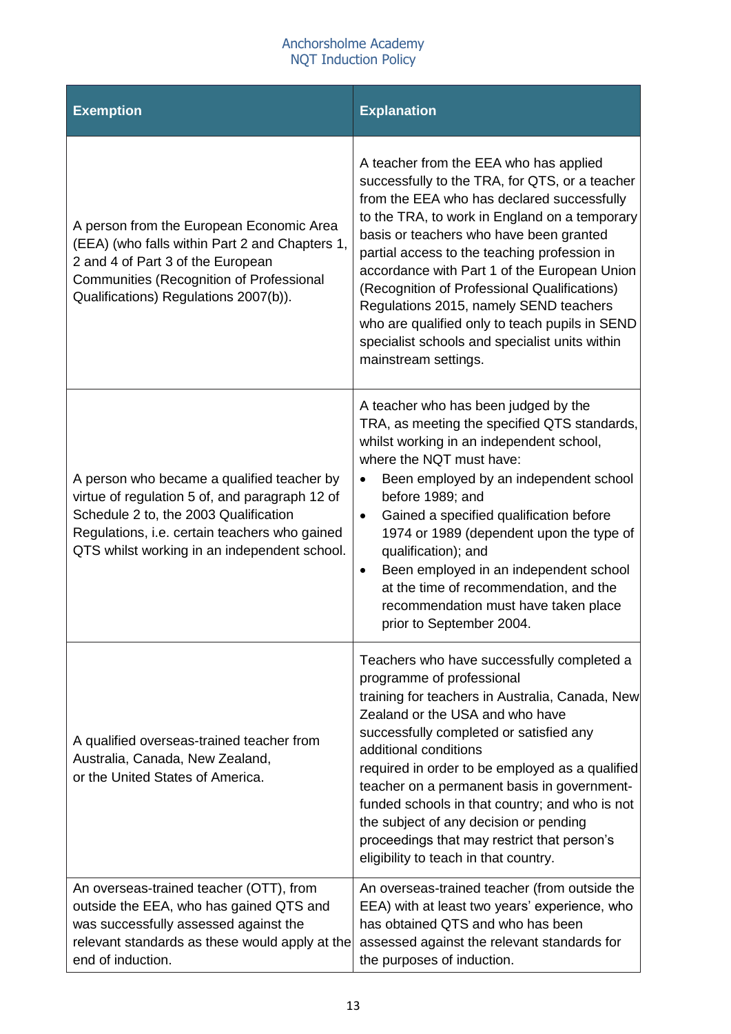| Exemption | Explanation |
|---|---|
| A person from the European Economic Area (EEA) (who falls within Part 2 and Chapters 1, 2 and 4 of Part 3 of the European Communities (Recognition of Professional Qualifications) Regulations 2007(b)). | A teacher from the EEA who has applied successfully to the TRA, for QTS, or a teacher from the EEA who has declared successfully to the TRA, to work in England on a temporary basis or teachers who have been granted partial access to the teaching profession in accordance with Part 1 of the European Union (Recognition of Professional Qualifications) Regulations 2015, namely SEND teachers who are qualified only to teach pupils in SEND specialist schools and specialist units within mainstream settings. |
| A person who became a qualified teacher by virtue of regulation 5 of, and paragraph 12 of Schedule 2 to, the 2003 Qualification Regulations, i.e. certain teachers who gained QTS whilst working in an independent school. | A teacher who has been judged by the TRA, as meeting the specified QTS standards, whilst working in an independent school, where the NQT must have:<br>• Been employed by an independent school before 1989; and<br>• Gained a specified qualification before 1974 or 1989 (dependent upon the type of qualification); and<br>• Been employed in an independent school at the time of recommendation, and the recommendation must have taken place prior to September 2004. |
| A qualified overseas-trained teacher from Australia, Canada, New Zealand, or the United States of America. | Teachers who have successfully completed a programme of professional training for teachers in Australia, Canada, New Zealand or the USA and who have successfully completed or satisfied any additional conditions required in order to be employed as a qualified teacher on a permanent basis in government-funded schools in that country; and who is not the subject of any decision or pending proceedings that may restrict that person's eligibility to teach in that country. |
| An overseas-trained teacher (OTT), from outside the EEA, who has gained QTS and was successfully assessed against the relevant standards as these would apply at the end of induction. | An overseas-trained teacher (from outside the EEA) with at least two years' experience, who has obtained QTS and who has been assessed against the relevant standards for the purposes of induction. |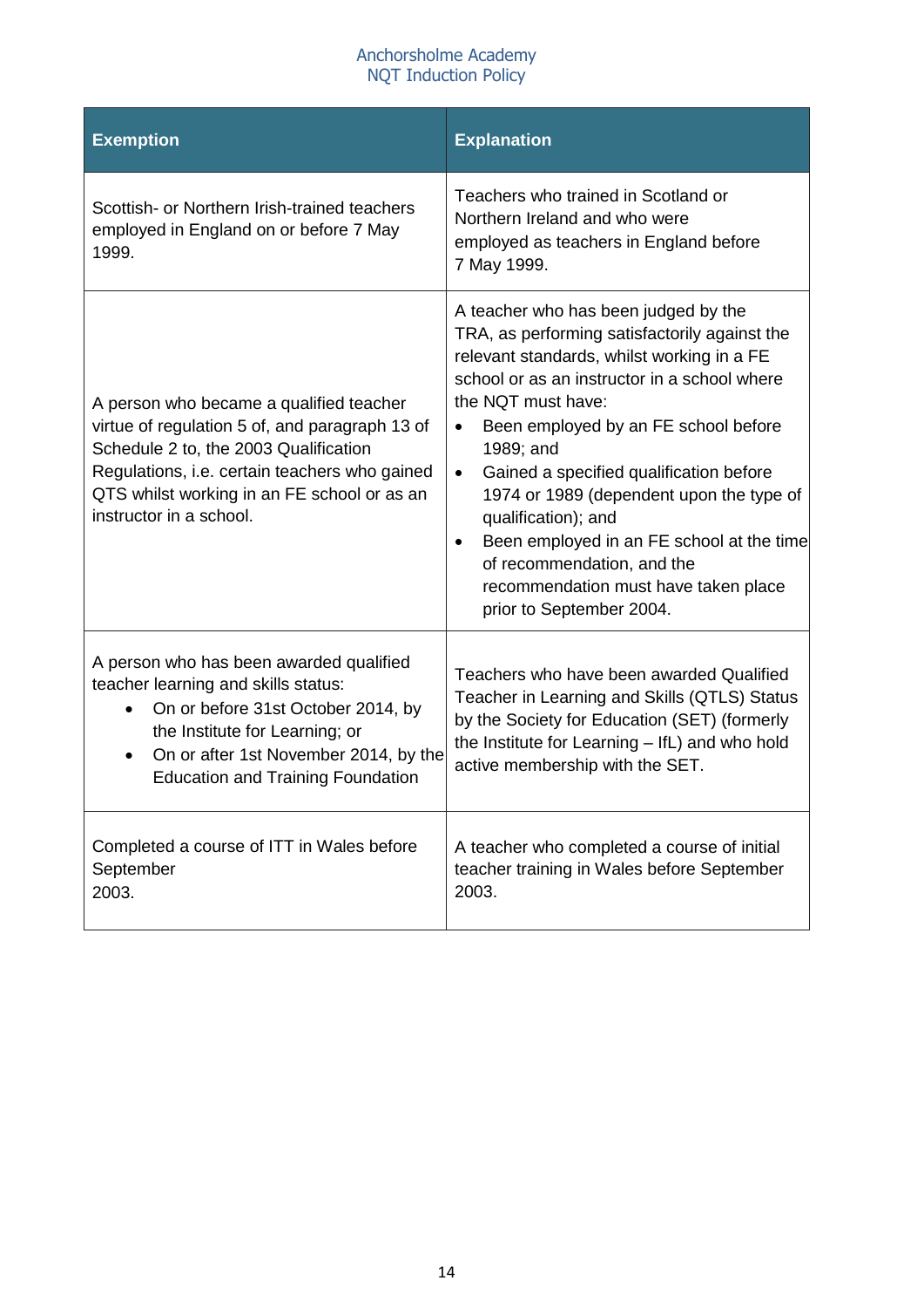| Exemption | Explanation |
|---|---|
| Scottish- or Northern Irish-trained teachers employed in England on or before 7 May 1999. | Teachers who trained in Scotland or Northern Ireland and who were employed as teachers in England before 7 May 1999. |
| A person who became a qualified teacher virtue of regulation 5 of, and paragraph 13 of Schedule 2 to, the 2003 Qualification Regulations, i.e. certain teachers who gained QTS whilst working in an FE school or as an instructor in a school. | A teacher who has been judged by the TRA, as performing satisfactorily against the relevant standards, whilst working in a FE school or as an instructor in a school where the NQT must have:<br>• Been employed by an FE school before 1989; and<br>• Gained a specified qualification before 1974 or 1989 (dependent upon the type of qualification); and<br>• Been employed in an FE school at the time of recommendation, and the recommendation must have taken place prior to September 2004. |
| A person who has been awarded qualified teacher learning and skills status:<br>• On or before 31st October 2014, by the Institute for Learning; or<br>• On or after 1st November 2014, by the Education and Training Foundation | Teachers who have been awarded Qualified Teacher in Learning and Skills (QTLS) Status by the Society for Education (SET) (formerly the Institute for Learning – IfL) and who hold active membership with the SET. |
| Completed a course of ITT in Wales before September 2003. | A teacher who completed a course of initial teacher training in Wales before September 2003. |